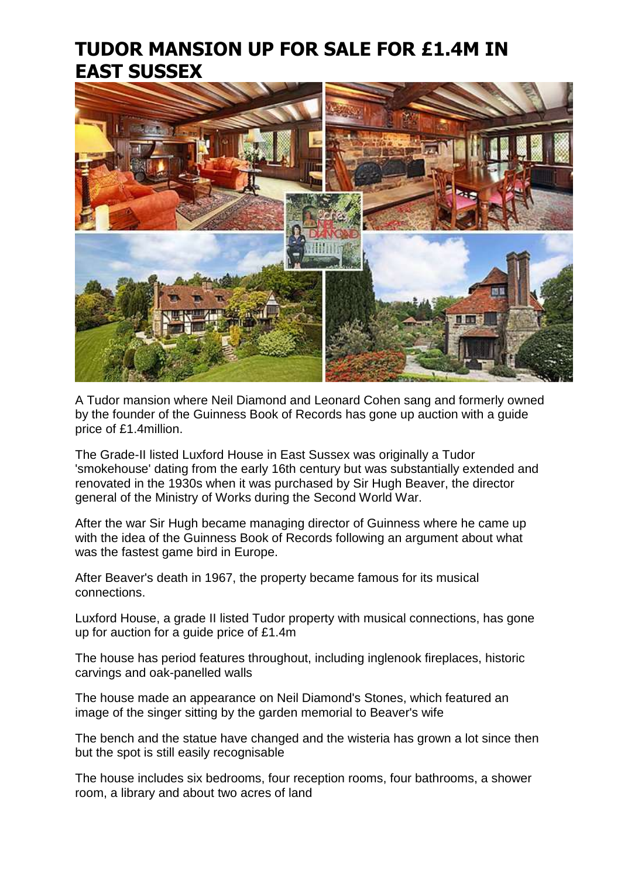# TUDOR MANSION UP FOR SALE FOR £1.4M IN EAST SUSSEX

A Tudor mansion where Neil Diamond and Leonard Cohen sang and formerly owned by the founder of the Guinness Book of Records has gone up auction with a guide price of £1.4million.

The Grade-II listed Luxford House in East Sussex was originally a Tudor 'smokehouse' dating from the early 16th century but was substantially extended and renovated in the 1930s when it was purchased by Sir Hugh Beaver, the director general of the Ministry of Works during the Second World War.

After the war Sir Hugh became managing director of Guinness where he came up with the idea of the Guinness Book of Records following an argument about what was the fastest game bird in Europe.

After Beaver's death in 1967, the property became famous for its musical connections.

Luxford House, a grade II listed Tudor property with musical connections, has gone up for auction for a guide price of £1.4m

The house has period features throughout, including inglenook fireplaces, historic carvings and oak-panelled walls

The house made an appearance on Neil Diamond's Stones, which featured an image of the singer sitting by the garden memorial to Beaver's wife

The bench and the statue have changed and the wisteria has grown a lot since then but the spot is still easily recognisable

The house includes six bedrooms, four reception rooms, four bathrooms, a shower room, a library and about two acres of land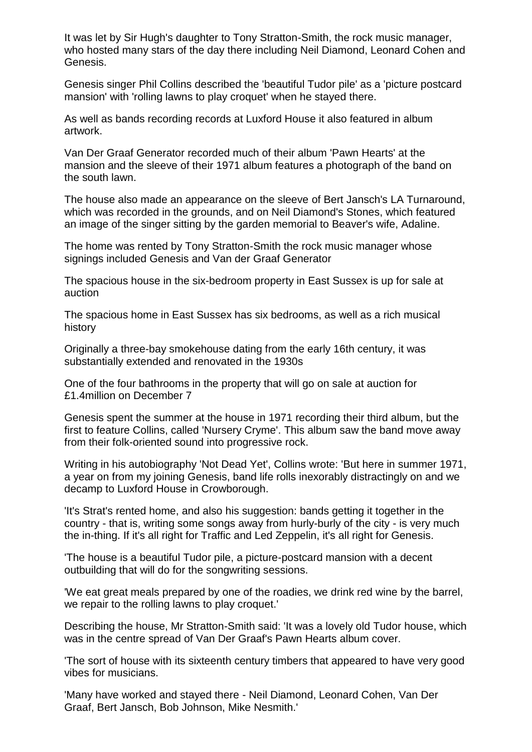It was let by Sir Hugh's daughter to Tony Stratton-Smith, the rock music manager, who hosted many stars of the day there including Neil Diamond, Leonard Cohen and Genesis.

Genesis singer Phil Collins described the 'beautiful Tudor pile' as a 'picture postcard mansion' with 'rolling lawns to play croquet' when he stayed there.

As well as bands recording records at Luxford House it also featured in album artwork.

Van Der Graaf Generator recorded much of their album 'Pawn Hearts' at the mansion and the sleeve of their 1971 album features a photograph of the band on the south lawn.

The house also made an appearance on the sleeve of Bert Jansch's LA Turnaround, which was recorded in the grounds, and on Neil Diamond's Stones, which featured an image of the singer sitting by the garden memorial to Beaver's wife, Adaline.

The home was rented by Tony Stratton-Smith the rock music manager whose signings included Genesis and Van der Graaf Generator

The spacious house in the six-bedroom property in East Sussex is up for sale at auction

The spacious home in East Sussex has six bedrooms, as well as a rich musical history

Originally a three-bay smokehouse dating from the early 16th century, it was substantially extended and renovated in the 1930s

One of the four bathrooms in the property that will go on sale at auction for £1.4million on December 7

Genesis spent the summer at the house in 1971 recording their third album, but the first to feature Collins, called 'Nursery Cryme'. This album saw the band move away from their folk-oriented sound into progressive rock.

Writing in his autobiography 'Not Dead Yet', Collins wrote: 'But here in summer 1971, a year on from my joining Genesis, band life rolls inexorably distractingly on and we decamp to Luxford House in Crowborough.

'It's Strat's rented home, and also his suggestion: bands getting it together in the country - that is, writing some songs away from hurly-burly of the city - is very much the in-thing. If it's all right for Traffic and Led Zeppelin, it's all right for Genesis.

'The house is a beautiful Tudor pile, a picture-postcard mansion with a decent outbuilding that will do for the songwriting sessions.

'We eat great meals prepared by one of the roadies, we drink red wine by the barrel, we repair to the rolling lawns to play croquet.'

Describing the house, Mr Stratton-Smith said: 'It was a lovely old Tudor house, which was in the centre spread of Van Der Graaf's Pawn Hearts album cover.

'The sort of house with its sixteenth century timbers that appeared to have very good vibes for musicians.

'Many have worked and stayed there - Neil Diamond, Leonard Cohen, Van Der Graaf, Bert Jansch, Bob Johnson, Mike Nesmith.'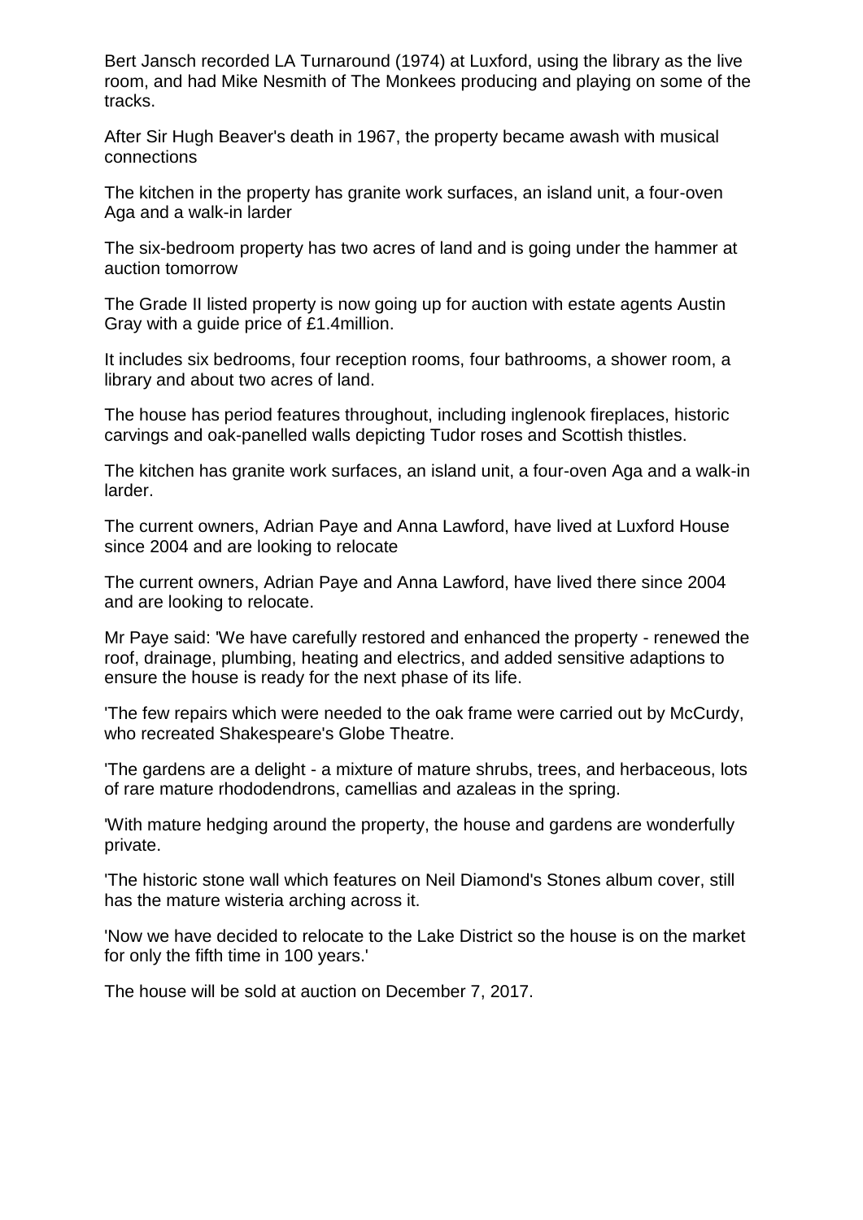Bert Jansch recorded LA Turnaround (1974) at Luxford, using the library as the live room, and had Mike Nesmith of The Monkees producing and playing on some of the tracks.

After Sir Hugh Beaver's death in 1967, the property became awash with musical connections

The kitchen in the property has granite work surfaces, an island unit, a four-oven Aga and a walk-in larder

The six-bedroom property has two acres of land and is going under the hammer at auction tomorrow

The Grade II listed property is now going up for auction with estate agents Austin Gray with a guide price of £1.4million.

It includes six bedrooms, four reception rooms, four bathrooms, a shower room, a library and about two acres of land.

The house has period features throughout, including inglenook fireplaces, historic carvings and oak-panelled walls depicting Tudor roses and Scottish thistles.

The kitchen has granite work surfaces, an island unit, a four-oven Aga and a walk-in larder.

The current owners, Adrian Paye and Anna Lawford, have lived at Luxford House since 2004 and are looking to relocate

The current owners, Adrian Paye and Anna Lawford, have lived there since 2004 and are looking to relocate.

Mr Paye said: 'We have carefully restored and enhanced the property - renewed the roof, drainage, plumbing, heating and electrics, and added sensitive adaptions to ensure the house is ready for the next phase of its life.

'The few repairs which were needed to the oak frame were carried out by McCurdy, who recreated Shakespeare's Globe Theatre.

'The gardens are a delight - a mixture of mature shrubs, trees, and herbaceous, lots of rare mature rhododendrons, camellias and azaleas in the spring.

'With mature hedging around the property, the house and gardens are wonderfully private.

'The historic stone wall which features on Neil Diamond's Stones album cover, still has the mature wisteria arching across it.

'Now we have decided to relocate to the Lake District so the house is on the market for only the fifth time in 100 years.'

The house will be sold at auction on December 7, 2017.